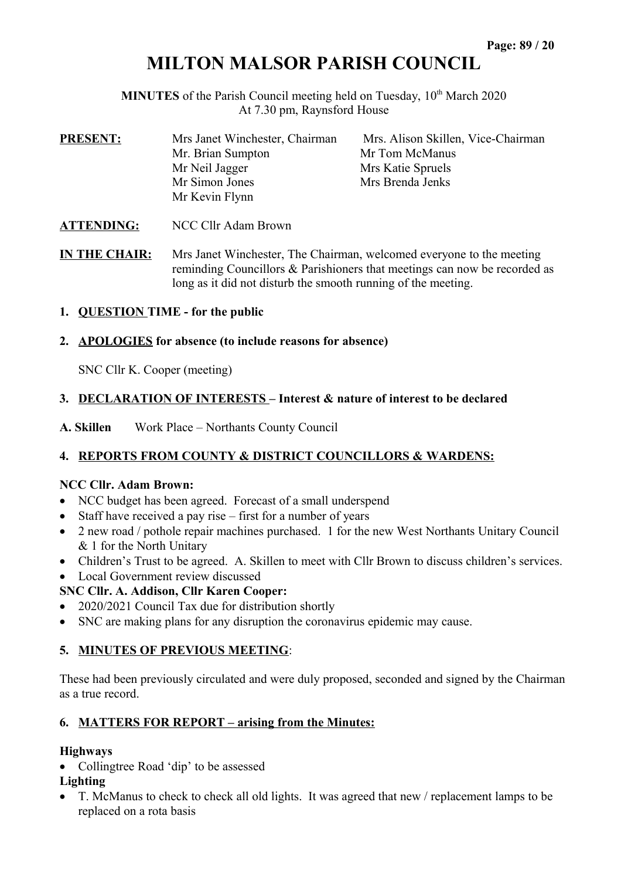# MILTON MALSOR PARISH COUNCIL

**MINUTES** of the Parish Council meeting held on Tuesday, 10th March 2020
At 7.30 pm, Raynsford House

**PRESENT:**

Mrs Janet Winchester, Chairman
Mrs. Alison Skillen, Vice-Chairman
Mr. Brian Sumpton
Mr Tom McManus
Mr Neil Jagger
Mrs Katie Spruels
Mr Simon Jones
Mrs Brenda Jenks
Mr Kevin Flynn

**ATTENDING:** NCC Cllr Adam Brown

**IN THE CHAIR:** Mrs Janet Winchester, The Chairman, welcomed everyone to the meeting reminding Councillors & Parishioners that meetings can now be recorded as long as it did not disturb the smooth running of the meeting.

1. **QUESTION TIME - for the public**

2. **APOLOGIES for absence (to include reasons for absence)**

   SNC Cllr K. Cooper (meeting)

3. **DECLARATION OF INTERESTS – Interest & nature of interest to be declared**

**A. Skillen** Work Place – Northants County Council

4. **REPORTS FROM COUNTY & DISTRICT COUNCILLORS & WARDENS:**

**NCC Cllr. Adam Brown:**

- NCC budget has been agreed. Forecast of a small underspend
- Staff have received a pay rise – first for a number of years
- 2 new road / pothole repair machines purchased. 1 for the new West Northants Unitary Council & 1 for the North Unitary
- Children's Trust to be agreed. A. Skillen to meet with Cllr Brown to discuss children's services.
- Local Government review discussed

**SNC Cllr. A. Addison, Cllr Karen Cooper:**

- 2020/2021 Council Tax due for distribution shortly
- SNC are making plans for any disruption the coronavirus epidemic may cause.

5. **MINUTES OF PREVIOUS MEETING**:

These had been previously circulated and were duly proposed, seconded and signed by the Chairman as a true record.

6. **MATTERS FOR REPORT – arising from the Minutes:**

**Highways**

- Collingtree Road 'dip' to be assessed

**Lighting**

- T. McManus to check to check all old lights. It was agreed that new / replacement lamps to be replaced on a rota basis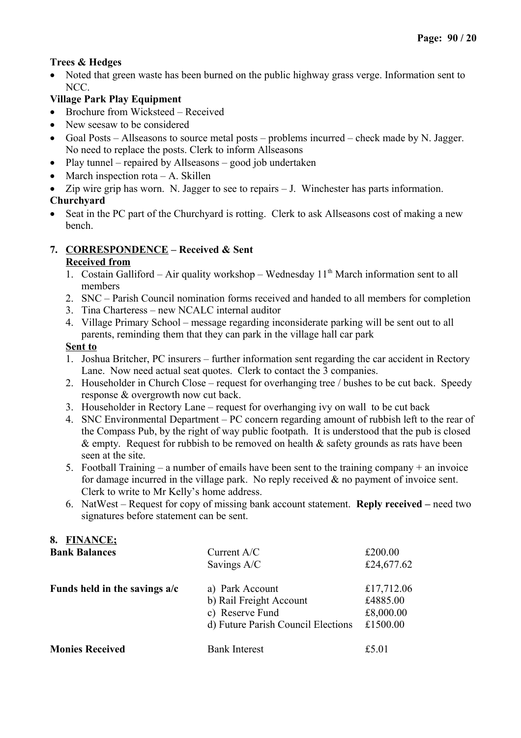**Trees & Hedges**

- Noted that green waste has been burned on the public highway grass verge. Information sent to NCC.

**Village Park Play Equipment**

- Brochure from Wicksteed – Received
- New seesaw to be considered
- Goal Posts – Allseasons to source metal posts – problems incurred – check made by N. Jagger. No need to replace the posts. Clerk to inform Allseasons
- Play tunnel – repaired by Allseasons – good job undertaken
- March inspection rota – A. Skillen
- Zip wire grip has worn. N. Jagger to see to repairs – J. Winchester has parts information.

**Churchyard**

- Seat in the PC part of the Churchyard is rotting. Clerk to ask Allseasons cost of making a new bench.

**7. CORRESPONDENCE – Received & Sent**

**Received from**

1. Costain Galliford – Air quality workshop – Wednesday 11th March information sent to all members
2. SNC – Parish Council nomination forms received and handed to all members for completion
3. Tina Charteress – new NCALC internal auditor
4. Village Primary School – message regarding inconsiderate parking will be sent out to all parents, reminding them that they can park in the village hall car park

**Sent to**

1. Joshua Britcher, PC insurers – further information sent regarding the car accident in Rectory Lane. Now need actual seat quotes. Clerk to contact the 3 companies.
2. Householder in Church Close – request for overhanging tree / bushes to be cut back. Speedy response & overgrowth now cut back.
3. Householder in Rectory Lane – request for overhanging ivy on wall to be cut back
4. SNC Environmental Department – PC concern regarding amount of rubbish left to the rear of the Compass Pub, by the right of way public footpath. It is understood that the pub is closed & empty. Request for rubbish to be removed on health & safety grounds as rats have been seen at the site.
5. Football Training – a number of emails have been sent to the training company + an invoice for damage incurred in the village park. No reply received & no payment of invoice sent. Clerk to write to Mr Kelly's home address.
6. NatWest – Request for copy of missing bank account statement. **Reply received –** need two signatures before statement can be sent.

**8. FINANCE;**

| | | |
|---|---|---|
| **Bank Balances** | Current A/C | £200.00 |
| | Savings A/C | £24,677.62 |
| **Funds held in the savings a/c** | a) Park Account | £17,712.06 |
| | b) Rail Freight Account | £4885.00 |
| | c) Reserve Fund | £8,000.00 |
| | d) Future Parish Council Elections | £1500.00 |
| **Monies Received** | Bank Interest | £5.01 |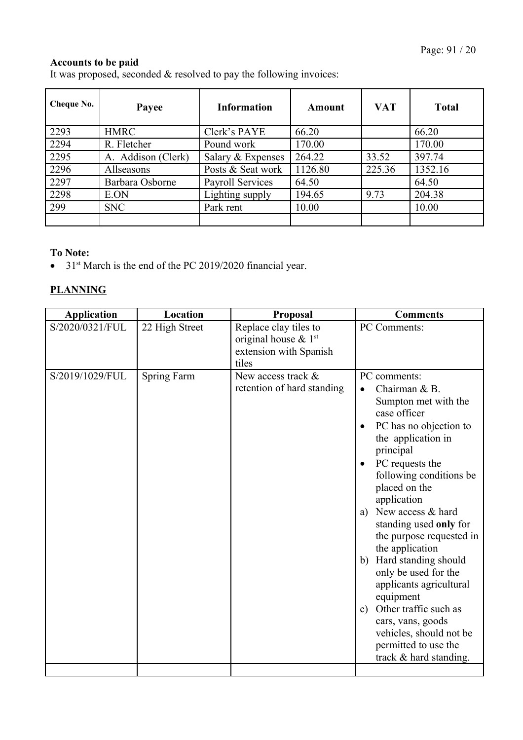**Accounts to be paid**

It was proposed, seconded & resolved to pay the following invoices:

| Cheque No. | Payee | Information | Amount | VAT | Total |
|---|---|---|---|---|---|
| 2293 | HMRC | Clerk's PAYE | 66.20 | | 66.20 |
| 2294 | R. Fletcher | Pound work | 170.00 | | 170.00 |
| 2295 | A. Addison (Clerk) | Salary & Expenses | 264.22 | 33.52 | 397.74 |
| 2296 | Allseasons | Posts & Seat work | 1126.80 | 225.36 | 1352.16 |
| 2297 | Barbara Osborne | Payroll Services | 64.50 | | 64.50 |
| 2298 | E.ON | Lighting supply | 194.65 | 9.73 | 204.38 |
| 299 | SNC | Park rent | 10.00 | | 10.00 |
| | | | | | |

**To Note:**

- 31st March is the end of the PC 2019/2020 financial year.

**PLANNING**

| Application | Location | Proposal | Comments |
|---|---|---|---|
| S/2020/0321/FUL | 22 High Street | Replace clay tiles to original house & 1st extension with Spanish tiles | PC Comments: |
| S/2019/1029/FUL | Spring Farm | New access track & retention of hard standing | PC comments: <br>• Chairman & B. Sumpton met with the case officer <br>• PC has no objection to the application in principal <br>• PC requests the following conditions be placed on the application <br>a) New access & hard standing used **only** for the purpose requested in the application <br>b) Hard standing should only be used for the applicants agricultural equipment <br>c) Other traffic such as cars, vans, goods vehicles, should not be permitted to use the track & hard standing. |
| | | | |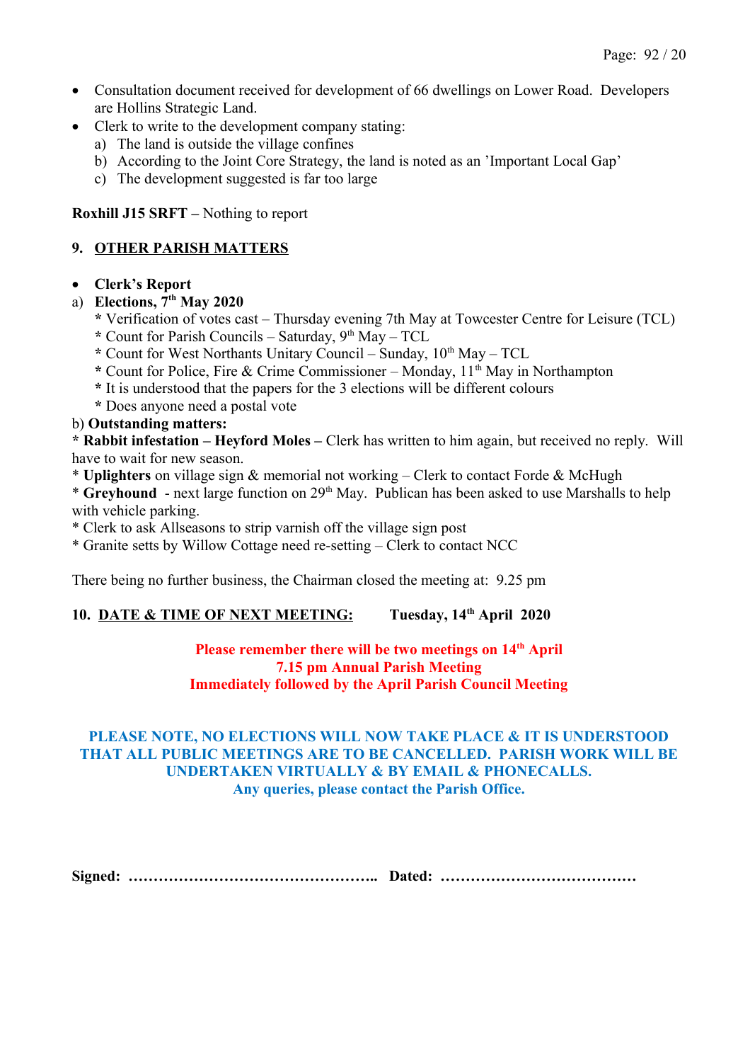- Consultation document received for development of 66 dwellings on Lower Road. Developers are Hollins Strategic Land.
- Clerk to write to the development company stating:
  a) The land is outside the village confines
  b) According to the Joint Core Strategy, the land is noted as an 'Important Local Gap'
  c) The development suggested is far too large

**Roxhill J15 SRFT –** Nothing to report

## 9. OTHER PARISH MATTERS

- **Clerk's Report**

a) **Elections, 7th May 2020**

  * Verification of votes cast – Thursday evening 7th May at Towcester Centre for Leisure (TCL)
  * Count for Parish Councils – Saturday, 9th May – TCL
  * Count for West Northants Unitary Council – Sunday, 10th May – TCL
  * Count for Police, Fire & Crime Commissioner – Monday, 11th May in Northampton
  * It is understood that the papers for the 3 elections will be different colours
  * Does anyone need a postal vote

b) **Outstanding matters:**

* **Rabbit infestation – Heyford Moles –** Clerk has written to him again, but received no reply. Will have to wait for new season.
* **Uplighters** on village sign & memorial not working – Clerk to contact Forde & McHugh
* **Greyhound** - next large function on 29th May. Publican has been asked to use Marshalls to help with vehicle parking.
* Clerk to ask Allseasons to strip varnish off the village sign post
* Granite setts by Willow Cottage need re-setting – Clerk to contact NCC

There being no further business, the Chairman closed the meeting at: 9.25 pm

## 10. DATE & TIME OF NEXT MEETING: Tuesday, 14th April 2020

**Please remember there will be two meetings on 14th April**
**7.15 pm Annual Parish Meeting**
**Immediately followed by the April Parish Council Meeting**

**PLEASE NOTE, NO ELECTIONS WILL NOW TAKE PLACE & IT IS UNDERSTOOD THAT ALL PUBLIC MEETINGS ARE TO BE CANCELLED. PARISH WORK WILL BE UNDERTAKEN VIRTUALLY & BY EMAIL & PHONECALLS.**
**Any queries, please contact the Parish Office.**

**Signed:** ………………………………………….. **Dated:** …………………………………